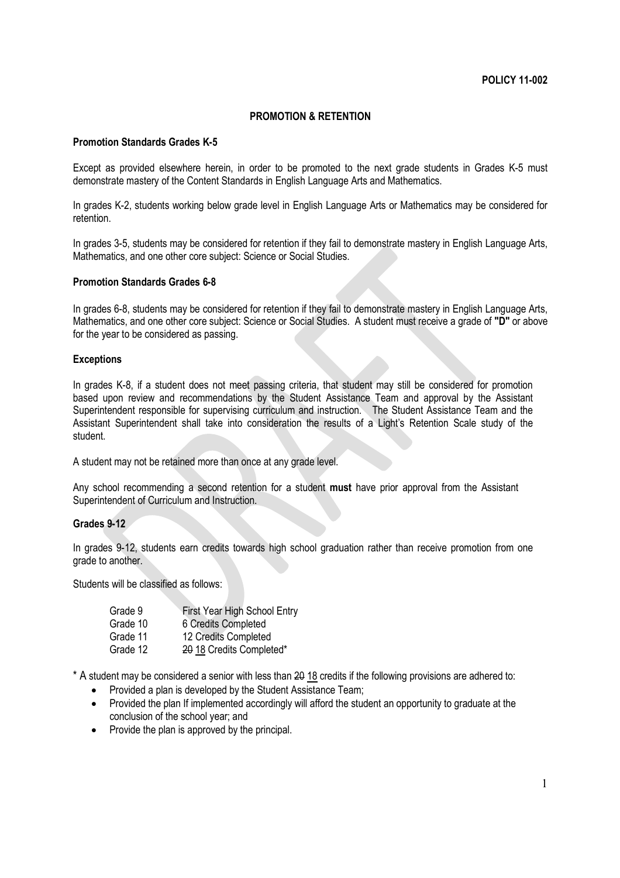**POLICY 11-002**

# PROMOTION & RETENTION

## Promotion Standards Grades K-5

Except as provided elsewhere herein, in order to be promoted to the next grade students in Grades K-5 must demonstrate mastery of the Content Standards in English Language Arts and Mathematics.

In grades K-2, students working below grade level in English Language Arts or Mathematics may be considered for retention.

In grades 3-5, students may be considered for retention if they fail to demonstrate mastery in English Language Arts, Mathematics, and one other core subject: Science or Social Studies.

## Promotion Standards Grades 6-8

In grades 6-8, students may be considered for retention if they fail to demonstrate mastery in English Language Arts, Mathematics, and one other core subject: Science or Social Studies. A student must receive a grade of **"D"** or above for the year to be considered as passing.

## Exceptions

In grades K-8, if a student does not meet passing criteria, that student may still be considered for promotion based upon review and recommendations by the Student Assistance Team and approval by the Assistant Superintendent responsible for supervising curriculum and instruction. The Student Assistance Team and the Assistant Superintendent shall take into consideration the results of a Light's Retention Scale study of the student.

A student may not be retained more than once at any grade level.

Any school recommending a second retention for a student **must** have prior approval from the Assistant Superintendent of Curriculum and Instruction.

## Grades 9-12

In grades 9-12, students earn credits towards high school graduation rather than receive promotion from one grade to another.

Students will be classified as follows:

| | |
|---|---|
| Grade 9 | First Year High School Entry |
| Grade 10 | 6 Credits Completed |
| Grade 11 | 12 Credits Completed |
| Grade 12 | ~~20~~ 18 Credits Completed* |

\* A student may be considered a senior with less than ~~20~~ 18 credits if the following provisions are adhered to:

- Provided a plan is developed by the Student Assistance Team;
- Provided the plan If implemented accordingly will afford the student an opportunity to graduate at the conclusion of the school year; and
- Provide the plan is approved by the principal.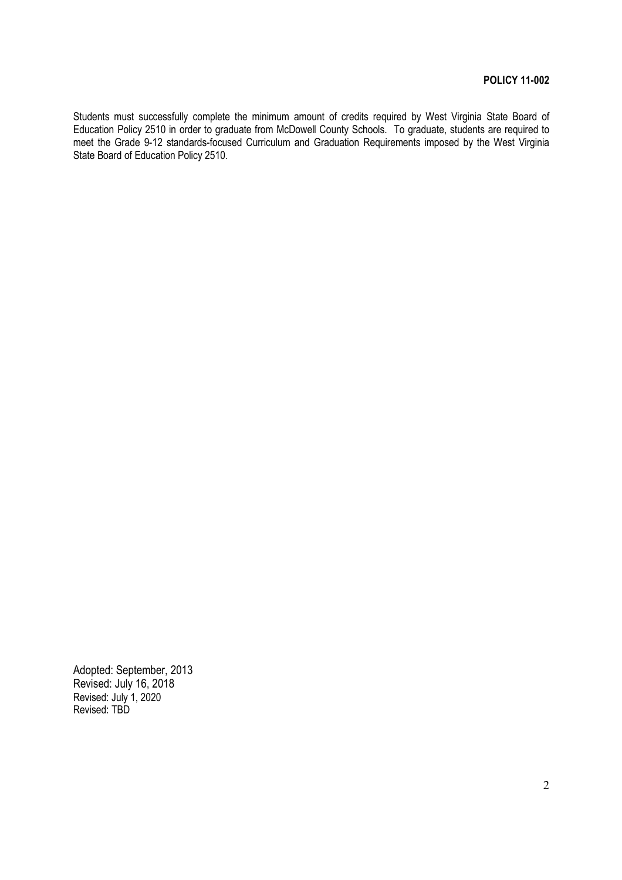**POLICY 11-002**

Students must successfully complete the minimum amount of credits required by West Virginia State Board of Education Policy 2510 in order to graduate from McDowell County Schools. To graduate, students are required to meet the Grade 9-12 standards-focused Curriculum and Graduation Requirements imposed by the West Virginia State Board of Education Policy 2510.

Adopted: September, 2013
Revised: July 16, 2018
Revised: July 1, 2020
Revised: TBD